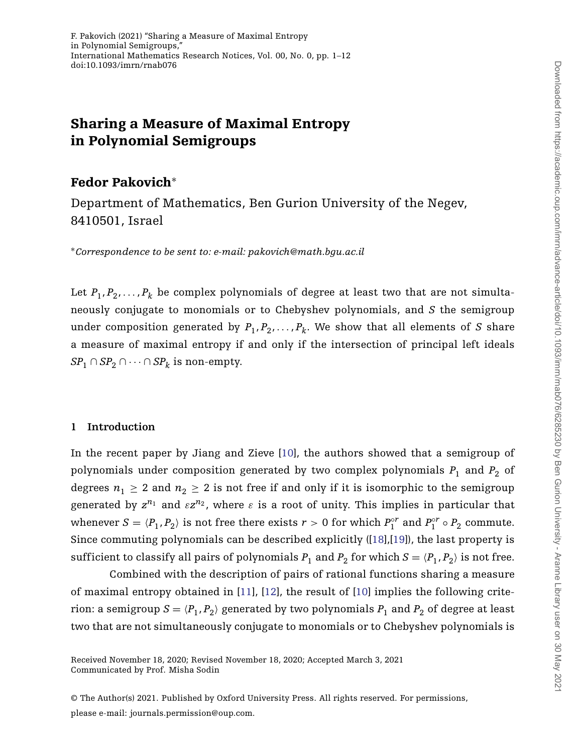F. Pakovich (2021) "Sharing a Measure of Maximal Entropy in Polynomial Semigroups," International Mathematics Research Notices, Vol. 00, No. 0, pp. 1–12
doi:10.1093/imrn/rnab076

# Sharing a Measure of Maximal Entropy in Polynomial Semigroups

## Fedor Pakovich*

Department of Mathematics, Ben Gurion University of the Negev, 8410501, Israel

**Correspondence to be sent to: e-mail: pakovich@math.bgu.ac.il*

Let $P_1, P_2, \ldots, P_k$ be complex polynomials of degree at least two that are not simultaneously conjugate to monomials or to Chebyshev polynomials, and $S$ the semigroup under composition generated by $P_1, P_2, \ldots, P_k$. We show that all elements of $S$ share a measure of maximal entropy if and only if the intersection of principal left ideals $SP_1 \cap SP_2 \cap \cdots \cap SP_k$ is non-empty.

## 1 Introduction

In the recent paper by Jiang and Zieve [10], the authors showed that a semigroup of polynomials under composition generated by two complex polynomials $P_1$ and $P_2$ of degrees $n_1 \geq 2$ and $n_2 \geq 2$ is not free if and only if it is isomorphic to the semigroup generated by $z^{n_1}$ and $\varepsilon z^{n_2}$, where $\varepsilon$ is a root of unity. This implies in particular that whenever $S = \langle P_1, P_2 \rangle$ is not free there exists $r > 0$ for which $P_1^{\circ r}$ and $P_1^{\circ r} \circ P_2$ commute. Since commuting polynomials can be described explicitly ([18],[19]), the last property is sufficient to classify all pairs of polynomials $P_1$ and $P_2$ for which $S = \langle P_1, P_2 \rangle$ is not free.

Combined with the description of pairs of rational functions sharing a measure of maximal entropy obtained in [11], [12], the result of [10] implies the following criterion: a semigroup $S = \langle P_1, P_2 \rangle$ generated by two polynomials $P_1$ and $P_2$ of degree at least two that are not simultaneously conjugate to monomials or to Chebyshev polynomials is

Received November 18, 2020; Revised November 18, 2020; Accepted March 3, 2021
Communicated by Prof. Misha Sodin

© The Author(s) 2021. Published by Oxford University Press. All rights reserved. For permissions, please e-mail: journals.permission@oup.com.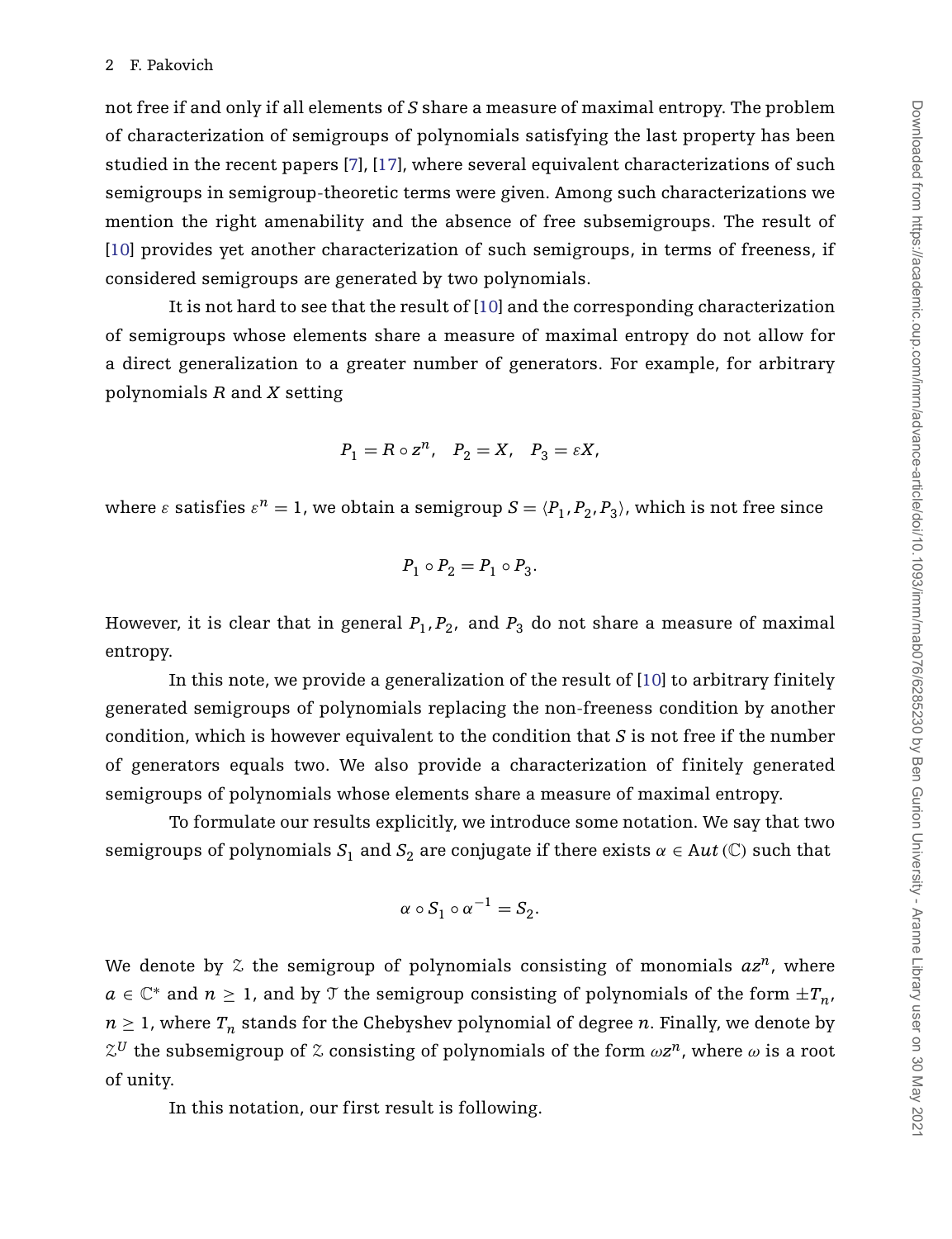not free if and only if all elements of $S$ share a measure of maximal entropy. The problem of characterization of semigroups of polynomials satisfying the last property has been studied in the recent papers [7], [17], where several equivalent characterizations of such semigroups in semigroup-theoretic terms were given. Among such characterizations we mention the right amenability and the absence of free subsemigroups. The result of [10] provides yet another characterization of such semigroups, in terms of freeness, if considered semigroups are generated by two polynomials.

It is not hard to see that the result of [10] and the corresponding characterization of semigroups whose elements share a measure of maximal entropy do not allow for a direct generalization to a greater number of generators. For example, for arbitrary polynomials $R$ and $X$ setting

$$P_1 = R \circ z^n, \quad P_2 = X, \quad P_3 = \varepsilon X,$$

where $\varepsilon$ satisfies $\varepsilon^n = 1$, we obtain a semigroup $S = \langle P_1, P_2, P_3 \rangle$, which is not free since

$$P_1 \circ P_2 = P_1 \circ P_3.$$

However, it is clear that in general $P_1, P_2,$ and $P_3$ do not share a measure of maximal entropy.

In this note, we provide a generalization of the result of [10] to arbitrary finitely generated semigroups of polynomials replacing the non-freeness condition by another condition, which is however equivalent to the condition that $S$ is not free if the number of generators equals two. We also provide a characterization of finitely generated semigroups of polynomials whose elements share a measure of maximal entropy.

To formulate our results explicitly, we introduce some notation. We say that two semigroups of polynomials $S_1$ and $S_2$ are conjugate if there exists $\alpha \in Aut(\mathbb{C})$ such that

$$\alpha \circ S_1 \circ \alpha^{-1} = S_2.$$

We denote by $\mathcal{Z}$ the semigroup of polynomials consisting of monomials $az^n$, where $a \in \mathbb{C}^*$ and $n \geq 1$, and by $\mathcal{T}$ the semigroup consisting of polynomials of the form $\pm T_n$, $n \geq 1$, where $T_n$ stands for the Chebyshev polynomial of degree $n$. Finally, we denote by $\mathcal{Z}^U$ the subsemigroup of $\mathcal{Z}$ consisting of polynomials of the form $\omega z^n$, where $\omega$ is a root of unity.

In this notation, our first result is following.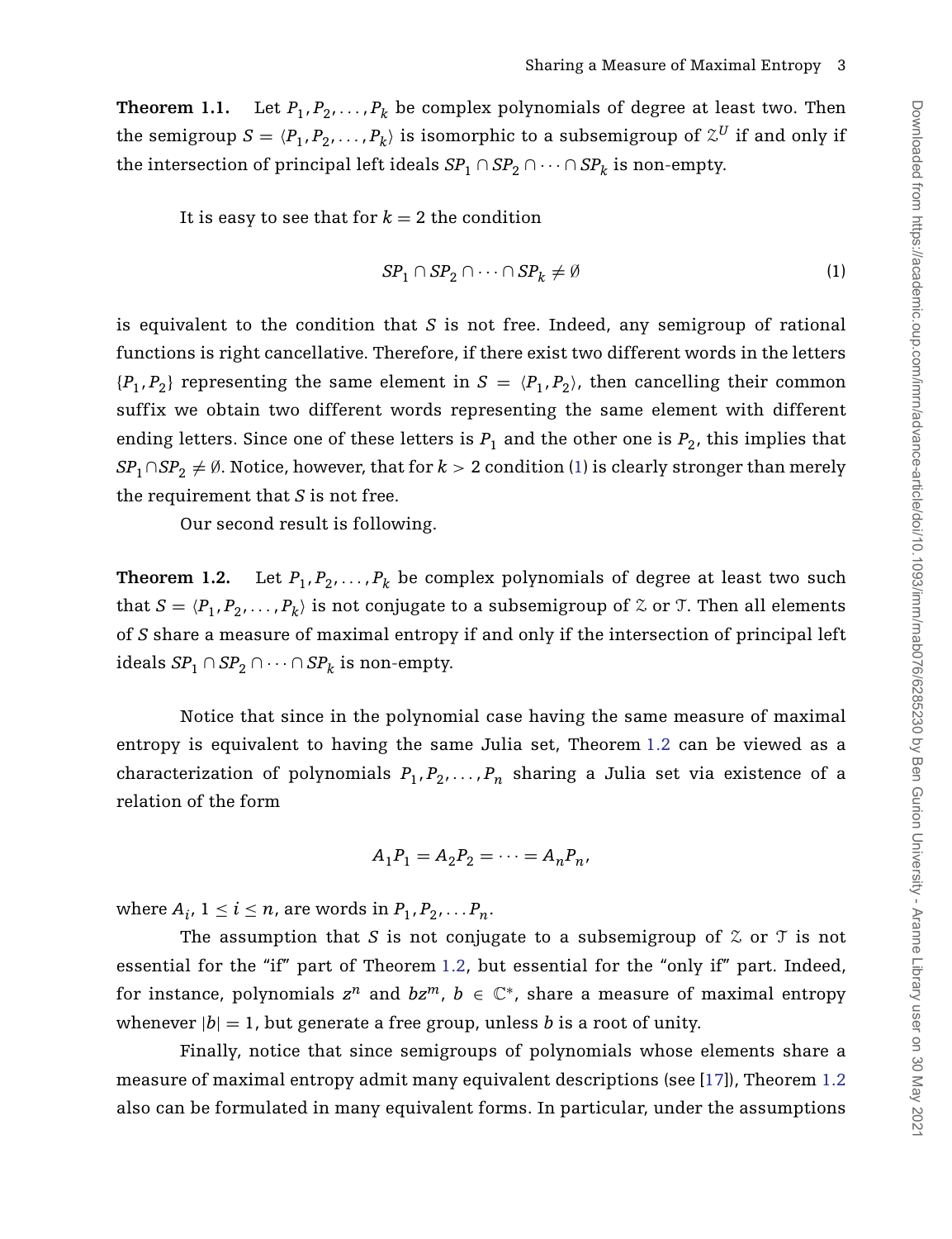**Theorem 1.1.** Let $P_1, P_2, \dots, P_k$ be complex polynomials of degree at least two. Then the semigroup $S = \langle P_1, P_2, \dots, P_k \rangle$ is isomorphic to a subsemigroup of $\mathcal{Z}^U$ if and only if the intersection of principal left ideals $SP_1 \cap SP_2 \cap \cdots \cap SP_k$ is non-empty.

It is easy to see that for $k = 2$ the condition

$$SP_1 \cap SP_2 \cap \cdots \cap SP_k \neq \emptyset \tag{1}$$

is equivalent to the condition that $S$ is not free. Indeed, any semigroup of rational functions is right cancellative. Therefore, if there exist two different words in the letters $\{P_1, P_2\}$ representing the same element in $S = \langle P_1, P_2 \rangle$, then cancelling their common suffix we obtain two different words representing the same element with different ending letters. Since one of these letters is $P_1$ and the other one is $P_2$, this implies that $SP_1 \cap SP_2 \neq \emptyset$. Notice, however, that for $k > 2$ condition (1) is clearly stronger than merely the requirement that $S$ is not free.

Our second result is following.

**Theorem 1.2.** Let $P_1, P_2, \dots, P_k$ be complex polynomials of degree at least two such that $S = \langle P_1, P_2, \dots, P_k \rangle$ is not conjugate to a subsemigroup of $\mathcal{Z}$ or $\mathcal{T}$. Then all elements of $S$ share a measure of maximal entropy if and only if the intersection of principal left ideals $SP_1 \cap SP_2 \cap \cdots \cap SP_k$ is non-empty.

Notice that since in the polynomial case having the same measure of maximal entropy is equivalent to having the same Julia set, Theorem 1.2 can be viewed as a characterization of polynomials $P_1, P_2, \dots, P_n$ sharing a Julia set via existence of a relation of the form

$$A_1 P_1 = A_2 P_2 = \cdots = A_n P_n,$$

where $A_i$, $1 \leq i \leq n$, are words in $P_1, P_2, \dots P_n$.

The assumption that $S$ is not conjugate to a subsemigroup of $\mathcal{Z}$ or $\mathcal{T}$ is not essential for the "if" part of Theorem 1.2, but essential for the "only if" part. Indeed, for instance, polynomials $z^n$ and $bz^m$, $b \in \mathbb{C}^*$, share a measure of maximal entropy whenever $|b| = 1$, but generate a free group, unless $b$ is a root of unity.

Finally, notice that since semigroups of polynomials whose elements share a measure of maximal entropy admit many equivalent descriptions (see [17]), Theorem 1.2 also can be formulated in many equivalent forms. In particular, under the assumptions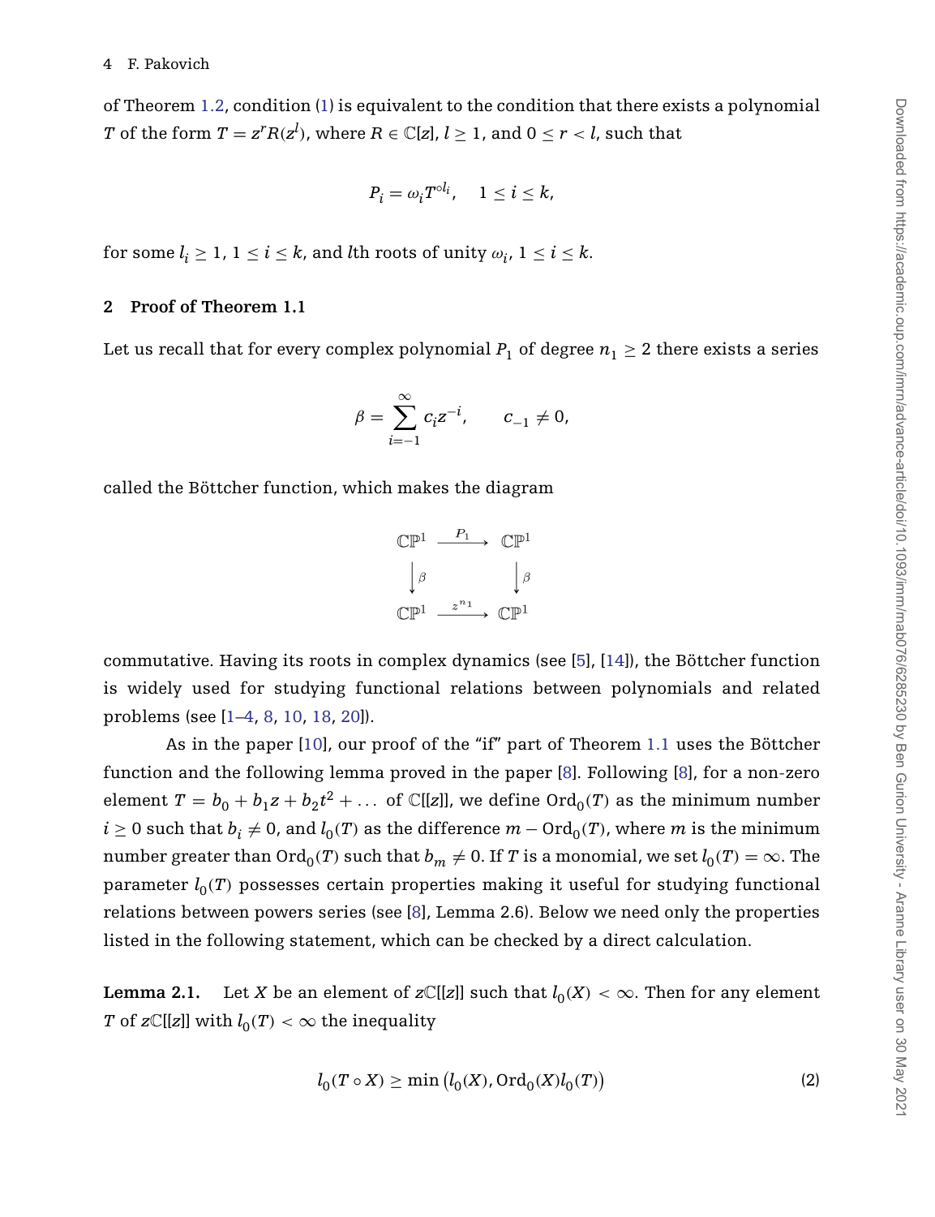of Theorem 1.2, condition (1) is equivalent to the condition that there exists a polynomial $T$ of the form $T = z^r R(z^l)$, where $R \in \mathbb{C}[z]$, $l \geq 1$, and $0 \leq r < l$, such that

$$P_i = \omega_i T^{\circ l_i}, \quad 1 \leq i \leq k,$$

for some $l_i \geq 1$, $1 \leq i \leq k$, and $l$th roots of unity $\omega_i$, $1 \leq i \leq k$.

## 2 Proof of Theorem 1.1

Let us recall that for every complex polynomial $P_1$ of degree $n_1 \geq 2$ there exists a series

$$\beta = \sum_{i=-1}^{\infty} c_i z^{-i}, \qquad c_{-1} \neq 0,$$

called the Böttcher function, which makes the diagram

$$\begin{array}{ccc} \mathbb{CP}^1 & \xrightarrow{P_1} & \mathbb{CP}^1 \\ \downarrow \beta & & \downarrow \beta \\ \mathbb{CP}^1 & \xrightarrow{z^{n_1}} & \mathbb{CP}^1 \end{array}$$

commutative. Having its roots in complex dynamics (see [5], [14]), the Böttcher function is widely used for studying functional relations between polynomials and related problems (see [1–4, 8, 10, 18, 20]).

As in the paper [10], our proof of the "if" part of Theorem 1.1 uses the Böttcher function and the following lemma proved in the paper [8]. Following [8], for a non-zero element $T = b_0 + b_1 z + b_2 t^2 + \dots$ of $\mathbb{C}[[z]]$, we define $\mathrm{Ord}_0(T)$ as the minimum number $i \geq 0$ such that $b_i \neq 0$, and $l_0(T)$ as the difference $m - \mathrm{Ord}_0(T)$, where $m$ is the minimum number greater than $\mathrm{Ord}_0(T)$ such that $b_m \neq 0$. If $T$ is a monomial, we set $l_0(T) = \infty$. The parameter $l_0(T)$ possesses certain properties making it useful for studying functional relations between powers series (see [8], Lemma 2.6). Below we need only the properties listed in the following statement, which can be checked by a direct calculation.

**Lemma 2.1.** Let $X$ be an element of $z\mathbb{C}[[z]]$ such that $l_0(X) < \infty$. Then for any element $T$ of $z\mathbb{C}[[z]]$ with $l_0(T) < \infty$ the inequality

$$l_0(T \circ X) \geq \min\left(l_0(X), \mathrm{Ord}_0(X) l_0(T)\right) \tag{2}$$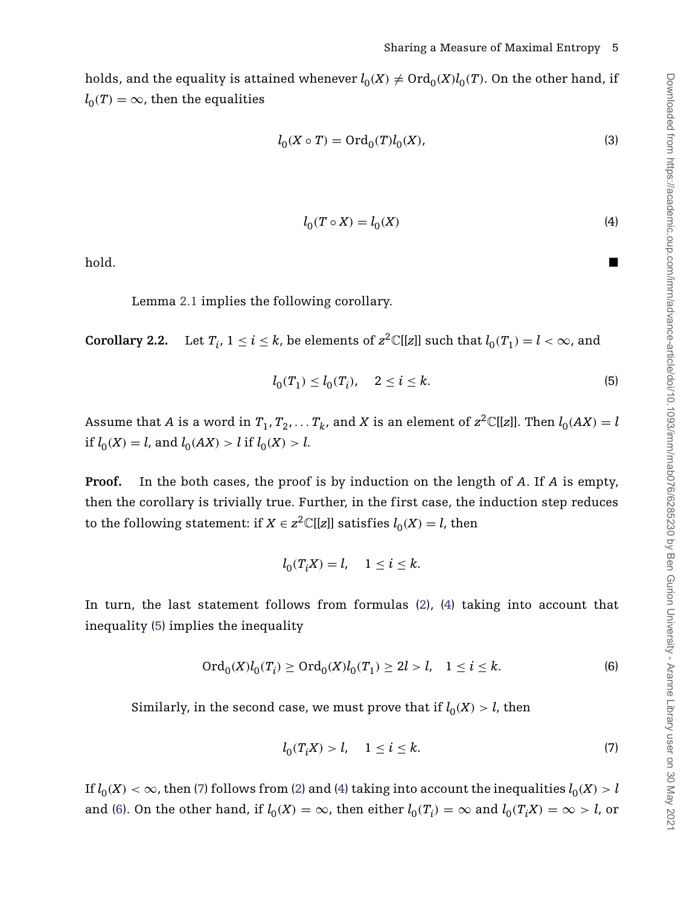holds, and the equality is attained whenever $l_0(X) \neq \mathrm{Ord}_0(X) l_0(T)$. On the other hand, if $l_0(T) = \infty$, then the equalities

$$l_0(X \circ T) = \mathrm{Ord}_0(T) l_0(X), \tag{3}$$

$$l_0(T \circ X) = l_0(X) \tag{4}$$

hold. ■

Lemma 2.1 implies the following corollary.

**Corollary 2.2.** Let $T_i$, $1 \leq i \leq k$, be elements of $z^2\mathbb{C}[[z]]$ such that $l_0(T_1) = l < \infty$, and

$$l_0(T_1) \leq l_0(T_i), \quad 2 \leq i \leq k. \tag{5}$$

Assume that $A$ is a word in $T_1, T_2, \dots T_k$, and $X$ is an element of $z^2\mathbb{C}[[z]]$. Then $l_0(AX) = l$ if $l_0(X) = l$, and $l_0(AX) > l$ if $l_0(X) > l$.

**Proof.** In the both cases, the proof is by induction on the length of $A$. If $A$ is empty, then the corollary is trivially true. Further, in the first case, the induction step reduces to the following statement: if $X \in z^2\mathbb{C}[[z]]$ satisfies $l_0(X) = l$, then

$$l_0(T_i X) = l, \quad 1 \leq i \leq k.$$

In turn, the last statement follows from formulas (2), (4) taking into account that inequality (5) implies the inequality

$$\mathrm{Ord}_0(X) l_0(T_i) \geq \mathrm{Ord}_0(X) l_0(T_1) \geq 2l > l, \quad 1 \leq i \leq k. \tag{6}$$

Similarly, in the second case, we must prove that if $l_0(X) > l$, then

$$l_0(T_i X) > l, \quad 1 \leq i \leq k. \tag{7}$$

If $l_0(X) < \infty$, then (7) follows from (2) and (4) taking into account the inequalities $l_0(X) > l$ and (6). On the other hand, if $l_0(X) = \infty$, then either $l_0(T_i) = \infty$ and $l_0(T_i X) = \infty > l$, or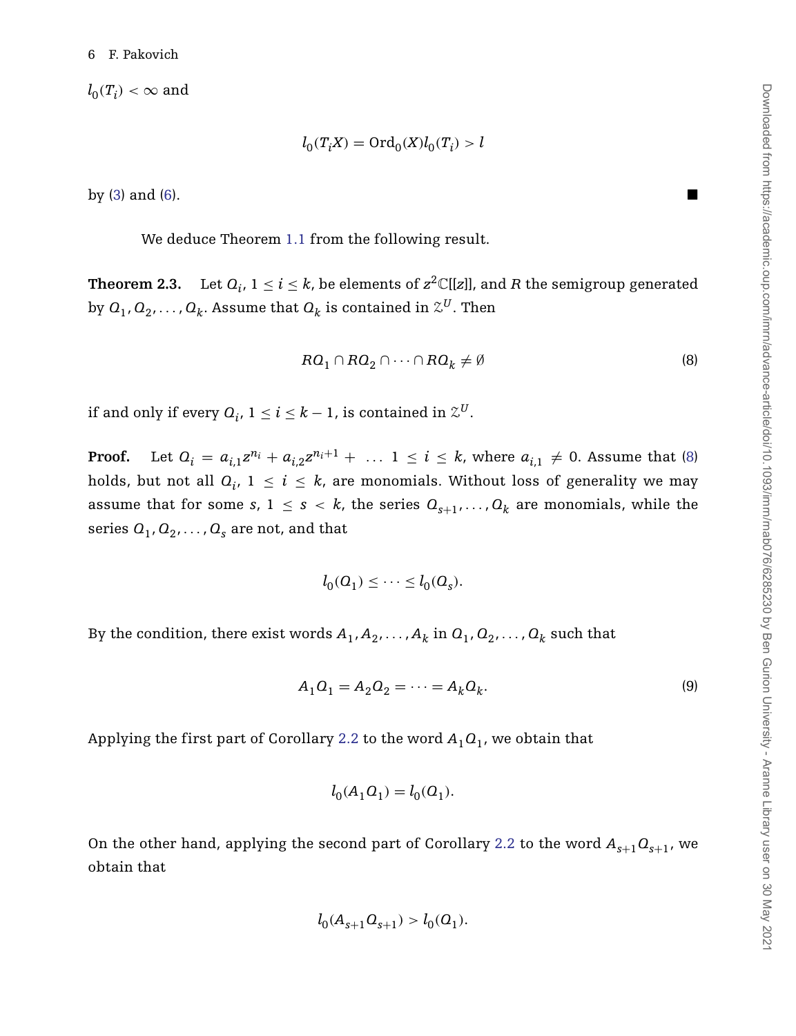$l_0(T_i) < \infty$ and

$$l_0(T_iX) = \mathrm{Ord}_0(X) l_0(T_i) > l$$

by (3) and (6). ■

We deduce Theorem 1.1 from the following result.

**Theorem 2.3.** Let $Q_i$, $1 \le i \le k$, be elements of $z^2\mathbb{C}[[z]]$, and $R$ the semigroup generated by $Q_1, Q_2, \dots, Q_k$. Assume that $Q_k$ is contained in $\mathcal{Z}^U$. Then

$$RQ_1 \cap RQ_2 \cap \dots \cap RQ_k \ne \emptyset \tag{8}$$

if and only if every $Q_i$, $1 \le i \le k-1$, is contained in $\mathcal{Z}^U$.

**Proof.** Let $Q_i = a_{i,1}z^{n_i} + a_{i,2}z^{n_i+1} + \dots$ $1 \le i \le k$, where $a_{i,1} \ne 0$. Assume that (8) holds, but not all $Q_i$, $1 \le i \le k$, are monomials. Without loss of generality we may assume that for some $s$, $1 \le s < k$, the series $Q_{s+1}, \dots, Q_k$ are monomials, while the series $Q_1, Q_2, \dots, Q_s$ are not, and that

$$l_0(Q_1) \le \dots \le l_0(Q_s).$$

By the condition, there exist words $A_1, A_2, \dots, A_k$ in $Q_1, Q_2, \dots, Q_k$ such that

$$A_1Q_1 = A_2Q_2 = \dots = A_kQ_k. \tag{9}$$

Applying the first part of Corollary 2.2 to the word $A_1Q_1$, we obtain that

$$l_0(A_1Q_1) = l_0(Q_1).$$

On the other hand, applying the second part of Corollary 2.2 to the word $A_{s+1}Q_{s+1}$, we obtain that

$$l_0(A_{s+1}Q_{s+1}) > l_0(Q_1).$$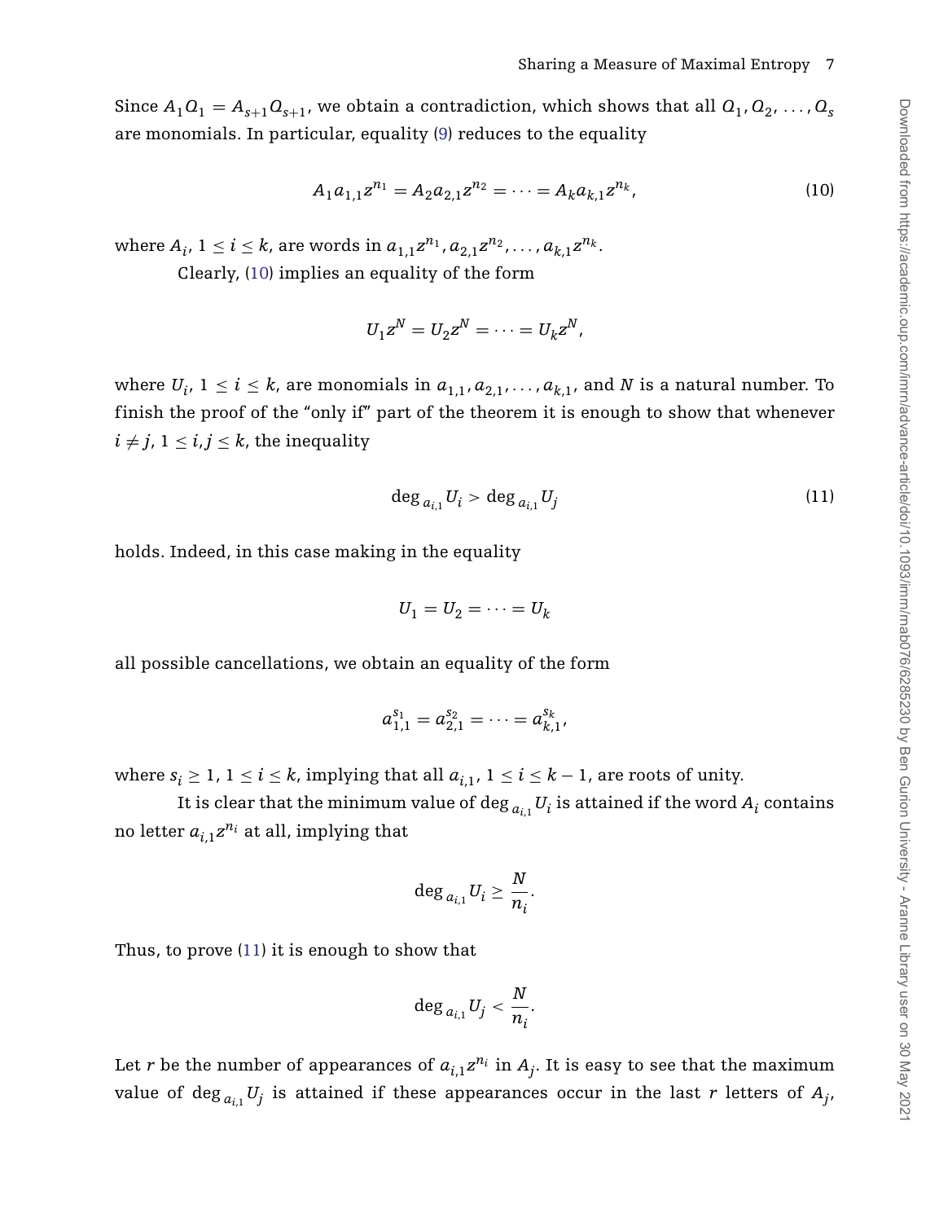Since $A_1Q_1 = A_{s+1}Q_{s+1}$, we obtain a contradiction, which shows that all $Q_1, Q_2, \dots, Q_s$ are monomials. In particular, equality (9) reduces to the equality

$$A_1 a_{1,1} z^{n_1} = A_2 a_{2,1} z^{n_2} = \cdots = A_k a_{k,1} z^{n_k}, \tag{10}$$

where $A_i$, $1 \le i \le k$, are words in $a_{1,1}z^{n_1}, a_{2,1}z^{n_2}, \dots, a_{k,1}z^{n_k}$.

Clearly, (10) implies an equality of the form

$$U_1 z^N = U_2 z^N = \cdots = U_k z^N,$$

where $U_i$, $1 \le i \le k$, are monomials in $a_{1,1}, a_{2,1}, \dots, a_{k,1}$, and $N$ is a natural number. To finish the proof of the "only if" part of the theorem it is enough to show that whenever $i \ne j$, $1 \le i, j \le k$, the inequality

$$\deg_{a_{i,1}} U_i > \deg_{a_{i,1}} U_j \tag{11}$$

holds. Indeed, in this case making in the equality

$$U_1 = U_2 = \cdots = U_k$$

all possible cancellations, we obtain an equality of the form

$$a_{1,1}^{s_1} = a_{2,1}^{s_2} = \cdots = a_{k,1}^{s_k},$$

where $s_i \ge 1$, $1 \le i \le k$, implying that all $a_{i,1}$, $1 \le i \le k-1$, are roots of unity.

It is clear that the minimum value of $\deg_{a_{i,1}} U_i$ is attained if the word $A_i$ contains no letter $a_{i,1}z^{n_i}$ at all, implying that

$$\deg_{a_{i,1}} U_i \ge \frac{N}{n_i}.$$

Thus, to prove (11) it is enough to show that

$$\deg_{a_{i,1}} U_j < \frac{N}{n_i}.$$

Let $r$ be the number of appearances of $a_{i,1}z^{n_i}$ in $A_j$. It is easy to see that the maximum value of $\deg_{a_{i,1}} U_j$ is attained if these appearances occur in the last $r$ letters of $A_j$,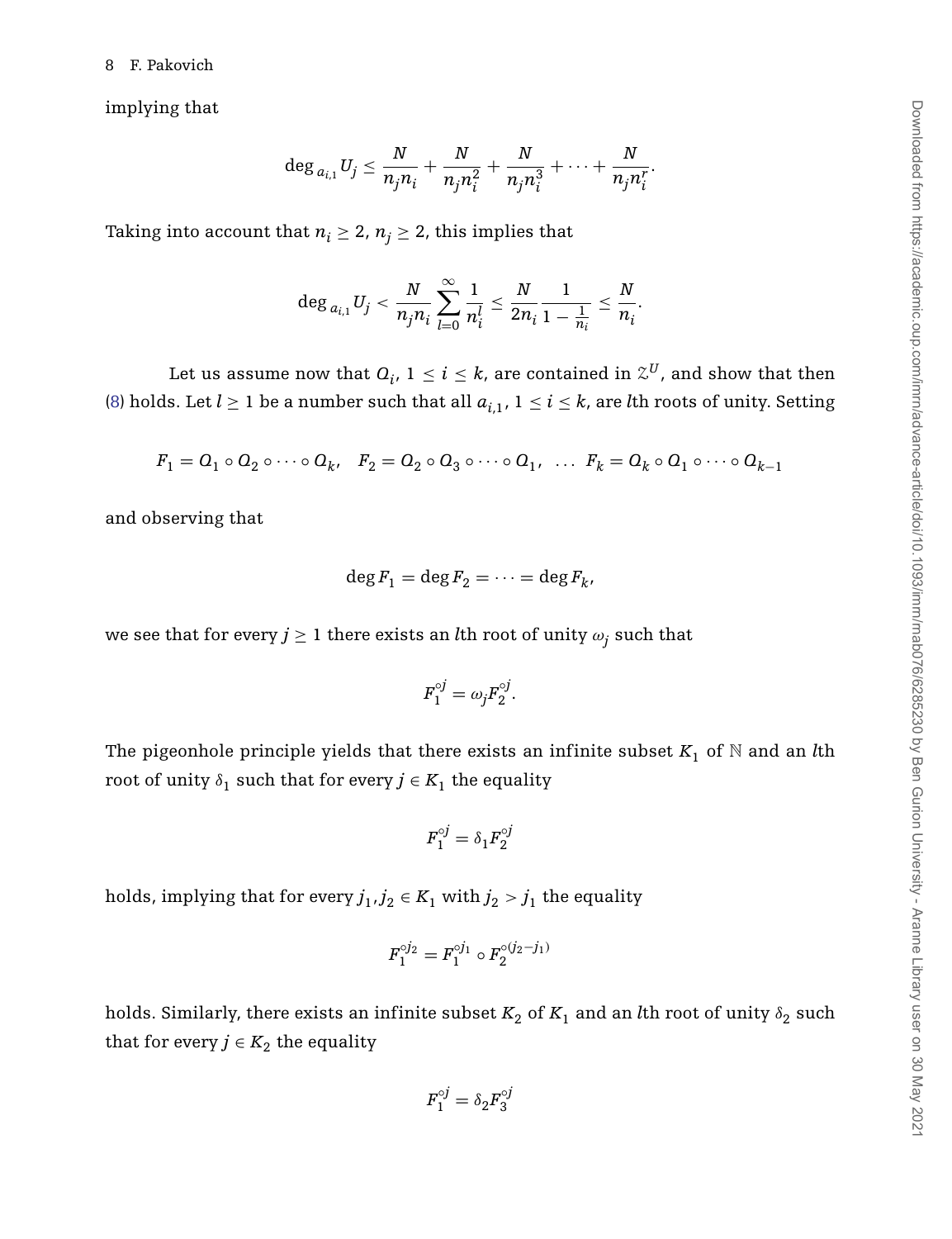implying that

$$\deg_{a_{i,1}} U_j \leq \frac{N}{n_j n_i} + \frac{N}{n_j n_i^2} + \frac{N}{n_j n_i^3} + \cdots + \frac{N}{n_j n_i^r}.$$

Taking into account that $n_i \geq 2$, $n_j \geq 2$, this implies that

$$\deg_{a_{i,1}} U_j < \frac{N}{n_j n_i} \sum_{l=0}^{\infty} \frac{1}{n_i^l} \leq \frac{N}{2n_i} \frac{1}{1 - \frac{1}{n_i}} \leq \frac{N}{n_i}.$$

Let us assume now that $Q_i$, $1 \leq i \leq k$, are contained in $\mathcal{Z}^U$, and show that then (8) holds. Let $l \geq 1$ be a number such that all $a_{i,1}$, $1 \leq i \leq k$, are $l$th roots of unity. Setting

$$F_1 = Q_1 \circ Q_2 \circ \cdots \circ Q_k, \quad F_2 = Q_2 \circ Q_3 \circ \cdots \circ Q_1, \quad \dots \quad F_k = Q_k \circ Q_1 \circ \cdots \circ Q_{k-1}$$

and observing that

$$\deg F_1 = \deg F_2 = \cdots = \deg F_k,$$

we see that for every $j \geq 1$ there exists an $l$th root of unity $\omega_j$ such that

$$F_1^{\circ j} = \omega_j F_2^{\circ j}.$$

The pigeonhole principle yields that there exists an infinite subset $K_1$ of $\mathbb{N}$ and an $l$th root of unity $\delta_1$ such that for every $j \in K_1$ the equality

$$F_1^{\circ j} = \delta_1 F_2^{\circ j}$$

holds, implying that for every $j_1, j_2 \in K_1$ with $j_2 > j_1$ the equality

$$F_1^{\circ j_2} = F_1^{\circ j_1} \circ F_2^{\circ (j_2 - j_1)}$$

holds. Similarly, there exists an infinite subset $K_2$ of $K_1$ and an $l$th root of unity $\delta_2$ such that for every $j \in K_2$ the equality

$$F_1^{\circ j} = \delta_2 F_3^{\circ j}$$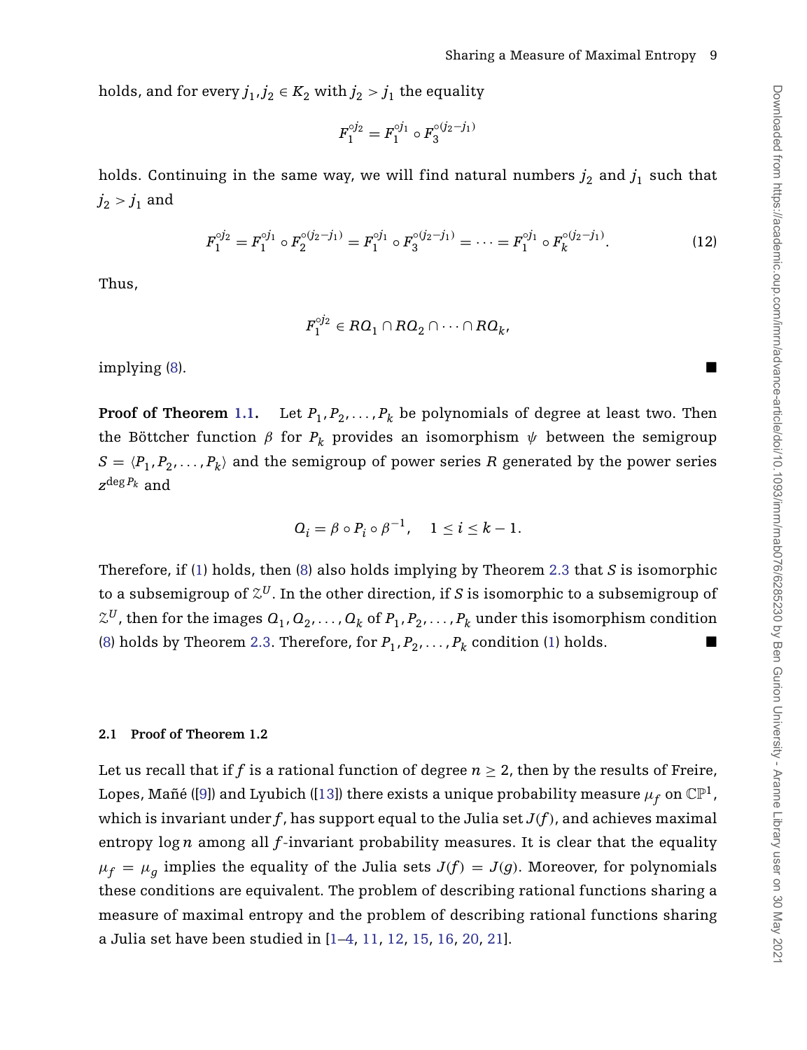holds, and for every $j_1, j_2 \in K_2$ with $j_2 > j_1$ the equality

$$F_1^{\circ j_2} = F_1^{\circ j_1} \circ F_3^{\circ (j_2 - j_1)}$$

holds. Continuing in the same way, we will find natural numbers $j_2$ and $j_1$ such that $j_2 > j_1$ and

$$F_1^{\circ j_2} = F_1^{\circ j_1} \circ F_2^{\circ (j_2 - j_1)} = F_1^{\circ j_1} \circ F_3^{\circ (j_2 - j_1)} = \cdots = F_1^{\circ j_1} \circ F_k^{\circ (j_2 - j_1)}. \tag{12}$$

Thus,

$$F_1^{\circ j_2} \in RQ_1 \cap RQ_2 \cap \cdots \cap RQ_k,$$

implying (8). ■

**Proof of Theorem 1.1.** Let $P_1, P_2, \ldots, P_k$ be polynomials of degree at least two. Then the Böttcher function $\beta$ for $P_k$ provides an isomorphism $\psi$ between the semigroup $S = \langle P_1, P_2, \ldots, P_k \rangle$ and the semigroup of power series $R$ generated by the power series $z^{\deg P_k}$ and

$$Q_i = \beta \circ P_i \circ \beta^{-1}, \quad 1 \leq i \leq k - 1.$$

Therefore, if (1) holds, then (8) also holds implying by Theorem 2.3 that $S$ is isomorphic to a subsemigroup of $\mathbb{Z}^U$. In the other direction, if $S$ is isomorphic to a subsemigroup of $\mathbb{Z}^U$, then for the images $Q_1, Q_2, \ldots, Q_k$ of $P_1, P_2, \ldots, P_k$ under this isomorphism condition (8) holds by Theorem 2.3. Therefore, for $P_1, P_2, \ldots, P_k$ condition (1) holds. ■

### 2.1 Proof of Theorem 1.2

Let us recall that if $f$ is a rational function of degree $n \geq 2$, then by the results of Freire, Lopes, Mañé ([9]) and Lyubich ([13]) there exists a unique probability measure $\mu_f$ on $\mathbb{CP}^1$, which is invariant under $f$, has support equal to the Julia set $J(f)$, and achieves maximal entropy $\log n$ among all $f$-invariant probability measures. It is clear that the equality $\mu_f = \mu_g$ implies the equality of the Julia sets $J(f) = J(g)$. Moreover, for polynomials these conditions are equivalent. The problem of describing rational functions sharing a measure of maximal entropy and the problem of describing rational functions sharing a Julia set have been studied in [1–4, 11, 12, 15, 16, 20, 21].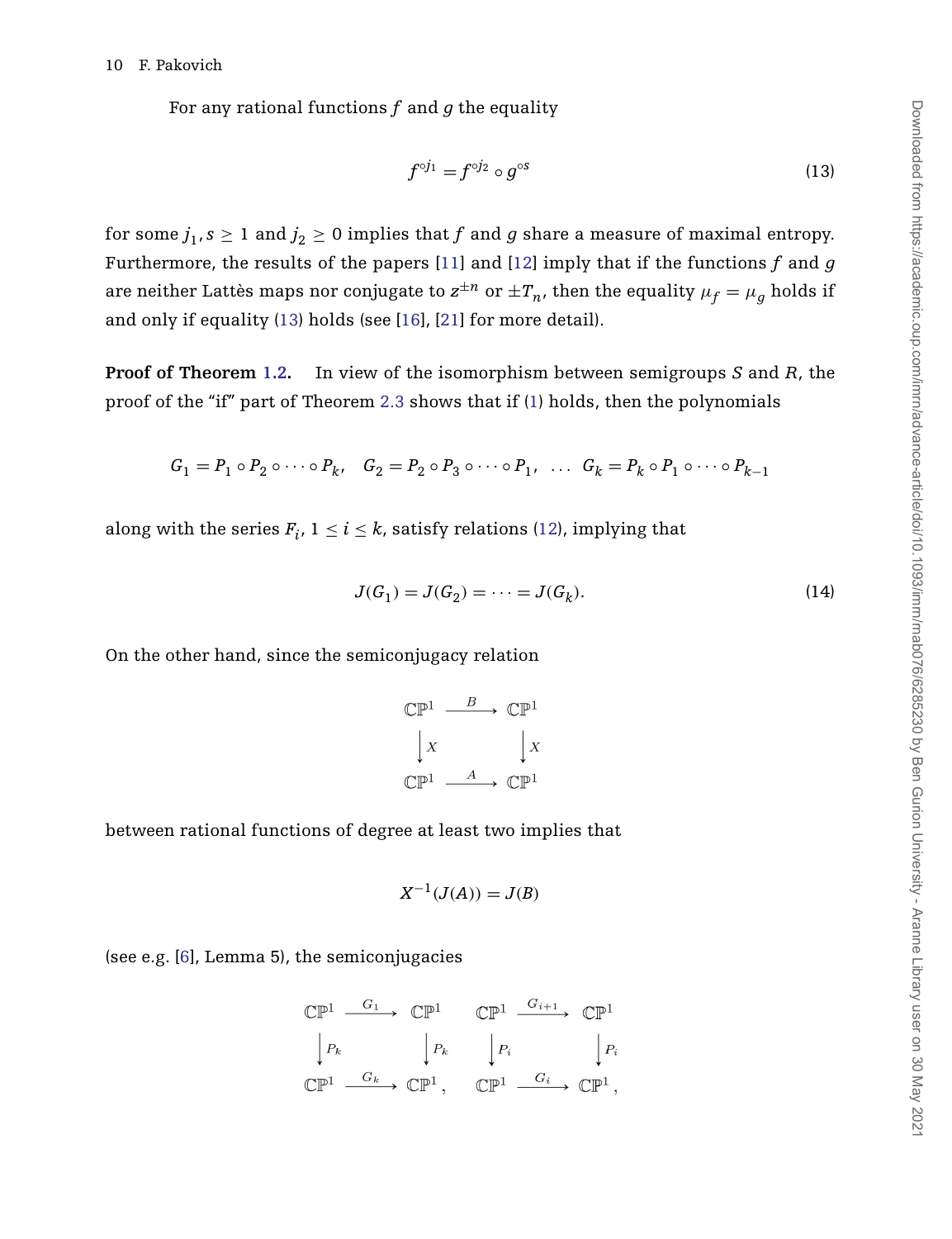For any rational functions $f$ and $g$ the equality

$$f^{\circ j_1} = f^{\circ j_2} \circ g^{\circ s} \tag{13}$$

for some $j_1, s \geq 1$ and $j_2 \geq 0$ implies that $f$ and $g$ share a measure of maximal entropy. Furthermore, the results of the papers [11] and [12] imply that if the functions $f$ and $g$ are neither Lattès maps nor conjugate to $z^{\pm n}$ or $\pm T_n$, then the equality $\mu_f = \mu_g$ holds if and only if equality (13) holds (see [16], [21] for more detail).

**Proof of Theorem 1.2.** In view of the isomorphism between semigroups $S$ and $R$, the proof of the "if" part of Theorem 2.3 shows that if (1) holds, then the polynomials

$$G_1 = P_1 \circ P_2 \circ \cdots \circ P_k, \quad G_2 = P_2 \circ P_3 \circ \cdots \circ P_1, \quad \ldots \quad G_k = P_k \circ P_1 \circ \cdots \circ P_{k-1}$$

along with the series $F_i$, $1 \leq i \leq k$, satisfy relations (12), implying that

$$J(G_1) = J(G_2) = \cdots = J(G_k). \tag{14}$$

On the other hand, since the semiconjugacy relation

$$\begin{array}{ccc} \mathbb{CP}^1 & \xrightarrow{B} & \mathbb{CP}^1 \\ \downarrow X & & \downarrow X \\ \mathbb{CP}^1 & \xrightarrow{A} & \mathbb{CP}^1 \end{array}$$

between rational functions of degree at least two implies that

$$X^{-1}(J(A)) = J(B)$$

(see e.g. [6], Lemma 5), the semiconjugacies

$$\begin{array}{ccc} \mathbb{CP}^1 & \xrightarrow{G_1} & \mathbb{CP}^1 \\ \downarrow P_k & & \downarrow P_k \\ \mathbb{CP}^1 & \xrightarrow{G_k} & \mathbb{CP}^1, \end{array} \qquad \begin{array}{ccc} \mathbb{CP}^1 & \xrightarrow{G_{i+1}} & \mathbb{CP}^1 \\ \downarrow P_i & & \downarrow P_i \\ \mathbb{CP}^1 & \xrightarrow{G_i} & \mathbb{CP}^1, \end{array}$$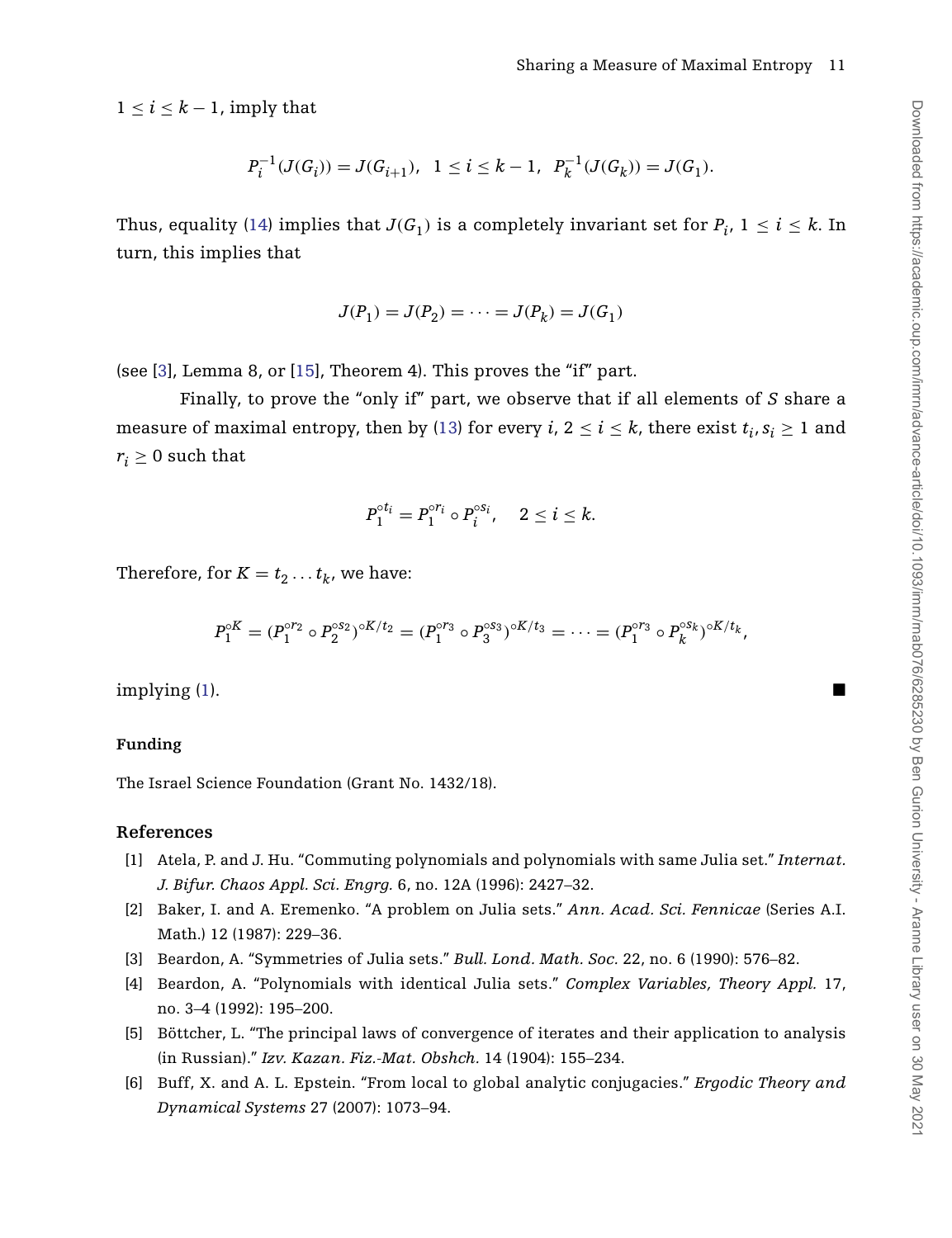$1 \leq i \leq k-1$, imply that

$$P_i^{-1}(J(G_i)) = J(G_{i+1}), \quad 1 \leq i \leq k-1, \quad P_k^{-1}(J(G_k)) = J(G_1).$$

Thus, equality (14) implies that $J(G_1)$ is a completely invariant set for $P_i$, $1 \leq i \leq k$. In turn, this implies that

$$J(P_1) = J(P_2) = \cdots = J(P_k) = J(G_1)$$

(see [3], Lemma 8, or [15], Theorem 4). This proves the "if" part.

Finally, to prove the "only if" part, we observe that if all elements of $S$ share a measure of maximal entropy, then by (13) for every $i$, $2 \leq i \leq k$, there exist $t_i, s_i \geq 1$ and $r_i \geq 0$ such that

$$P_1^{\circ t_i} = P_1^{\circ r_i} \circ P_i^{\circ s_i}, \quad 2 \leq i \leq k.$$

Therefore, for $K = t_2 \dots t_k$, we have:

$$P_1^{\circ K} = (P_1^{\circ r_2} \circ P_2^{\circ s_2})^{\circ K/t_2} = (P_1^{\circ r_3} \circ P_3^{\circ s_3})^{\circ K/t_3} = \cdots = (P_1^{\circ r_3} \circ P_k^{\circ s_k})^{\circ K/t_k},$$

implying (1). ■

**Funding**

The Israel Science Foundation (Grant No. 1432/18).

## References

[1] Atela, P. and J. Hu. "Commuting polynomials and polynomials with same Julia set." *Internat. J. Bifur. Chaos Appl. Sci. Engrg.* 6, no. 12A (1996): 2427–32.

[2] Baker, I. and A. Eremenko. "A problem on Julia sets." *Ann. Acad. Sci. Fennicae* (Series A.I. Math.) 12 (1987): 229–36.

[3] Beardon, A. "Symmetries of Julia sets." *Bull. Lond. Math. Soc.* 22, no. 6 (1990): 576–82.

[4] Beardon, A. "Polynomials with identical Julia sets." *Complex Variables, Theory Appl.* 17, no. 3–4 (1992): 195–200.

[5] Böttcher, L. "The principal laws of convergence of iterates and their application to analysis (in Russian)." *Izv. Kazan. Fiz.-Mat. Obshch.* 14 (1904): 155–234.

[6] Buff, X. and A. L. Epstein. "From local to global analytic conjugacies." *Ergodic Theory and Dynamical Systems* 27 (2007): 1073–94.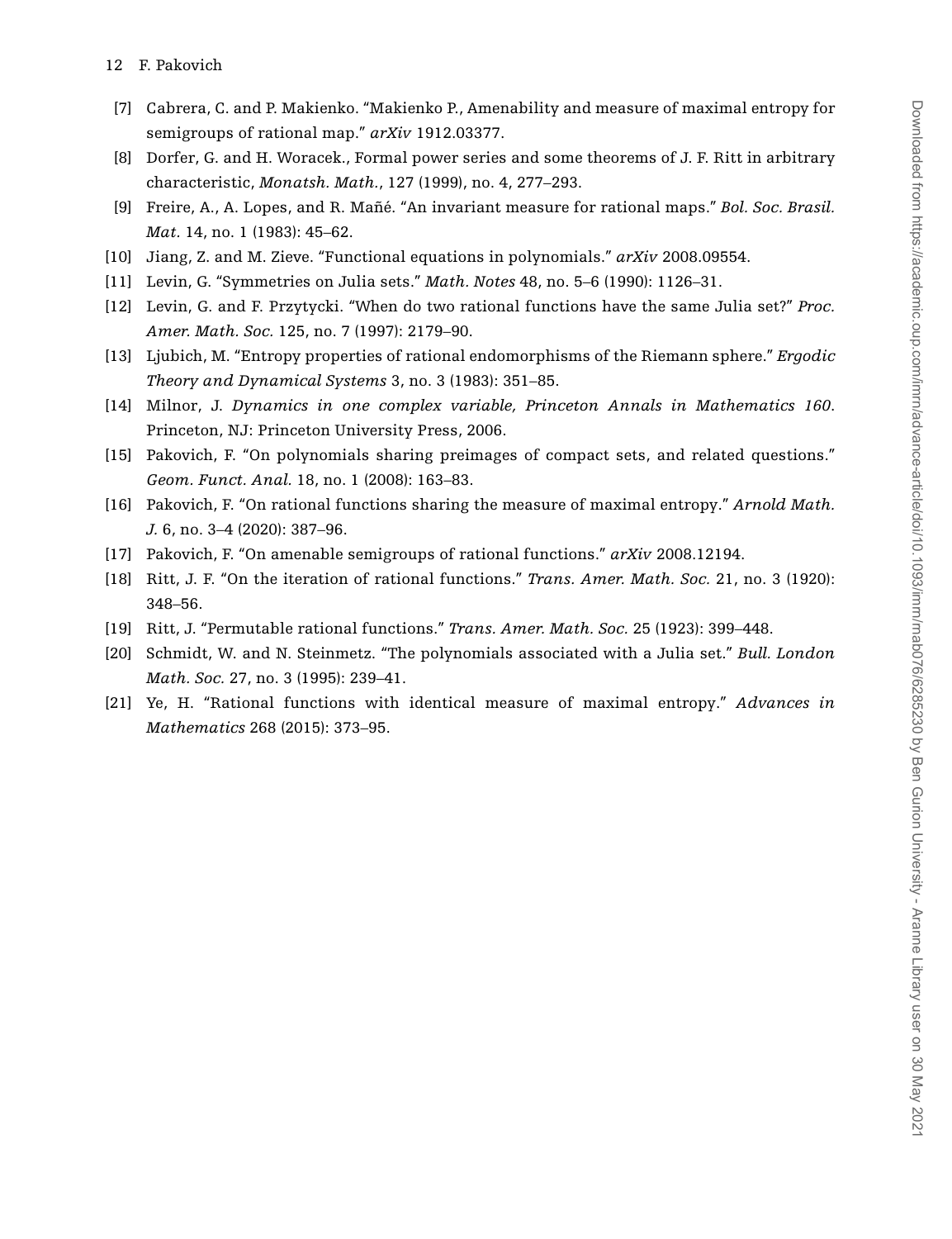[7] Cabrera, C. and P. Makienko. "Makienko P., Amenability and measure of maximal entropy for semigroups of rational map." *arXiv* 1912.03377.

[8] Dorfer, G. and H. Woracek., Formal power series and some theorems of J. F. Ritt in arbitrary characteristic, *Monatsh. Math.*, 127 (1999), no. 4, 277–293.

[9] Freire, A., A. Lopes, and R. Mañé. "An invariant measure for rational maps." *Bol. Soc. Brasil. Mat.* 14, no. 1 (1983): 45–62.

[10] Jiang, Z. and M. Zieve. "Functional equations in polynomials." *arXiv* 2008.09554.

[11] Levin, G. "Symmetries on Julia sets." *Math. Notes* 48, no. 5–6 (1990): 1126–31.

[12] Levin, G. and F. Przytycki. "When do two rational functions have the same Julia set?" *Proc. Amer. Math. Soc.* 125, no. 7 (1997): 2179–90.

[13] Ljubich, M. "Entropy properties of rational endomorphisms of the Riemann sphere." *Ergodic Theory and Dynamical Systems* 3, no. 3 (1983): 351–85.

[14] Milnor, J. *Dynamics in one complex variable, Princeton Annals in Mathematics 160*. Princeton, NJ: Princeton University Press, 2006.

[15] Pakovich, F. "On polynomials sharing preimages of compact sets, and related questions." *Geom. Funct. Anal.* 18, no. 1 (2008): 163–83.

[16] Pakovich, F. "On rational functions sharing the measure of maximal entropy." *Arnold Math. J.* 6, no. 3–4 (2020): 387–96.

[17] Pakovich, F. "On amenable semigroups of rational functions." *arXiv* 2008.12194.

[18] Ritt, J. F. "On the iteration of rational functions." *Trans. Amer. Math. Soc.* 21, no. 3 (1920): 348–56.

[19] Ritt, J. "Permutable rational functions." *Trans. Amer. Math. Soc.* 25 (1923): 399–448.

[20] Schmidt, W. and N. Steinmetz. "The polynomials associated with a Julia set." *Bull. London Math. Soc.* 27, no. 3 (1995): 239–41.

[21] Ye, H. "Rational functions with identical measure of maximal entropy." *Advances in Mathematics* 268 (2015): 373–95.